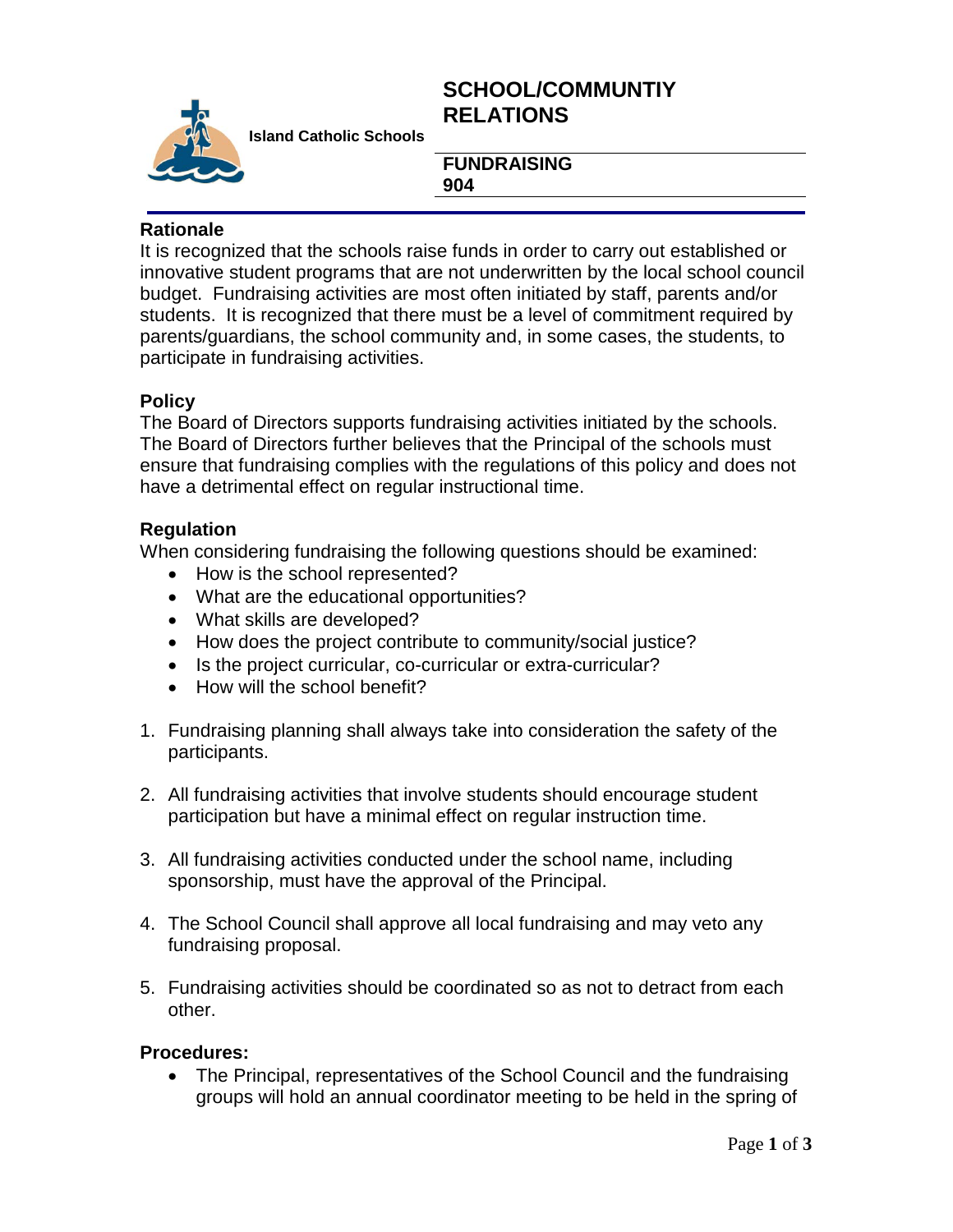**Island Catholic Schools**

# SCHOOL/COMMUNTIY RELATIONS

## FUNDRAISING 904

### Rationale

It is recognized that the schools raise funds in order to carry out established or innovative student programs that are not underwritten by the local school council budget. Fundraising activities are most often initiated by staff, parents and/or students. It is recognized that there must be a level of commitment required by parents/guardians, the school community and, in some cases, the students, to participate in fundraising activities.

### Policy

The Board of Directors supports fundraising activities initiated by the schools. The Board of Directors further believes that the Principal of the schools must ensure that fundraising complies with the regulations of this policy and does not have a detrimental effect on regular instructional time.

### Regulation

When considering fundraising the following questions should be examined:

- How is the school represented?
- What are the educational opportunities?
- What skills are developed?
- How does the project contribute to community/social justice?
- Is the project curricular, co-curricular or extra-curricular?
- How will the school benefit?

1. Fundraising planning shall always take into consideration the safety of the participants.

2. All fundraising activities that involve students should encourage student participation but have a minimal effect on regular instruction time.

3. All fundraising activities conducted under the school name, including sponsorship, must have the approval of the Principal.

4. The School Council shall approve all local fundraising and may veto any fundraising proposal.

5. Fundraising activities should be coordinated so as not to detract from each other.

### Procedures:

- The Principal, representatives of the School Council and the fundraising groups will hold an annual coordinator meeting to be held in the spring of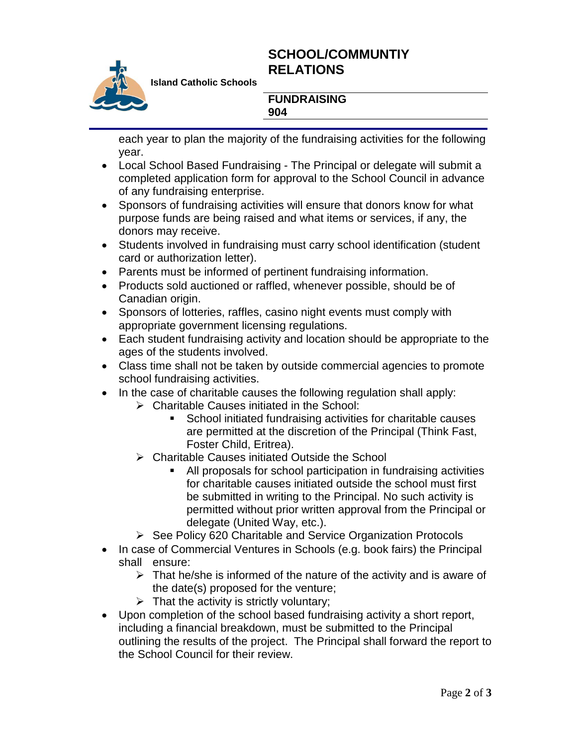each year to plan the majority of the fundraising activities for the following year.

- Local School Based Fundraising - The Principal or delegate will submit a completed application form for approval to the School Council in advance of any fundraising enterprise.
- Sponsors of fundraising activities will ensure that donors know for what purpose funds are being raised and what items or services, if any, the donors may receive.
- Students involved in fundraising must carry school identification (student card or authorization letter).
- Parents must be informed of pertinent fundraising information.
- Products sold auctioned or raffled, whenever possible, should be of Canadian origin.
- Sponsors of lotteries, raffles, casino night events must comply with appropriate government licensing regulations.
- Each student fundraising activity and location should be appropriate to the ages of the students involved.
- Class time shall not be taken by outside commercial agencies to promote school fundraising activities.
- In the case of charitable causes the following regulation shall apply:
  - Charitable Causes initiated in the School:
    - School initiated fundraising activities for charitable causes are permitted at the discretion of the Principal (Think Fast, Foster Child, Eritrea).
  - Charitable Causes initiated Outside the School
    - All proposals for school participation in fundraising activities for charitable causes initiated outside the school must first be submitted in writing to the Principal. No such activity is permitted without prior written approval from the Principal or delegate (United Way, etc.).
  - See Policy 620 Charitable and Service Organization Protocols
- In case of Commercial Ventures in Schools (e.g. book fairs) the Principal shall ensure:
  - That he/she is informed of the nature of the activity and is aware of the date(s) proposed for the venture;
  - That the activity is strictly voluntary;
- Upon completion of the school based fundraising activity a short report, including a financial breakdown, must be submitted to the Principal outlining the results of the project. The Principal shall forward the report to the School Council for their review.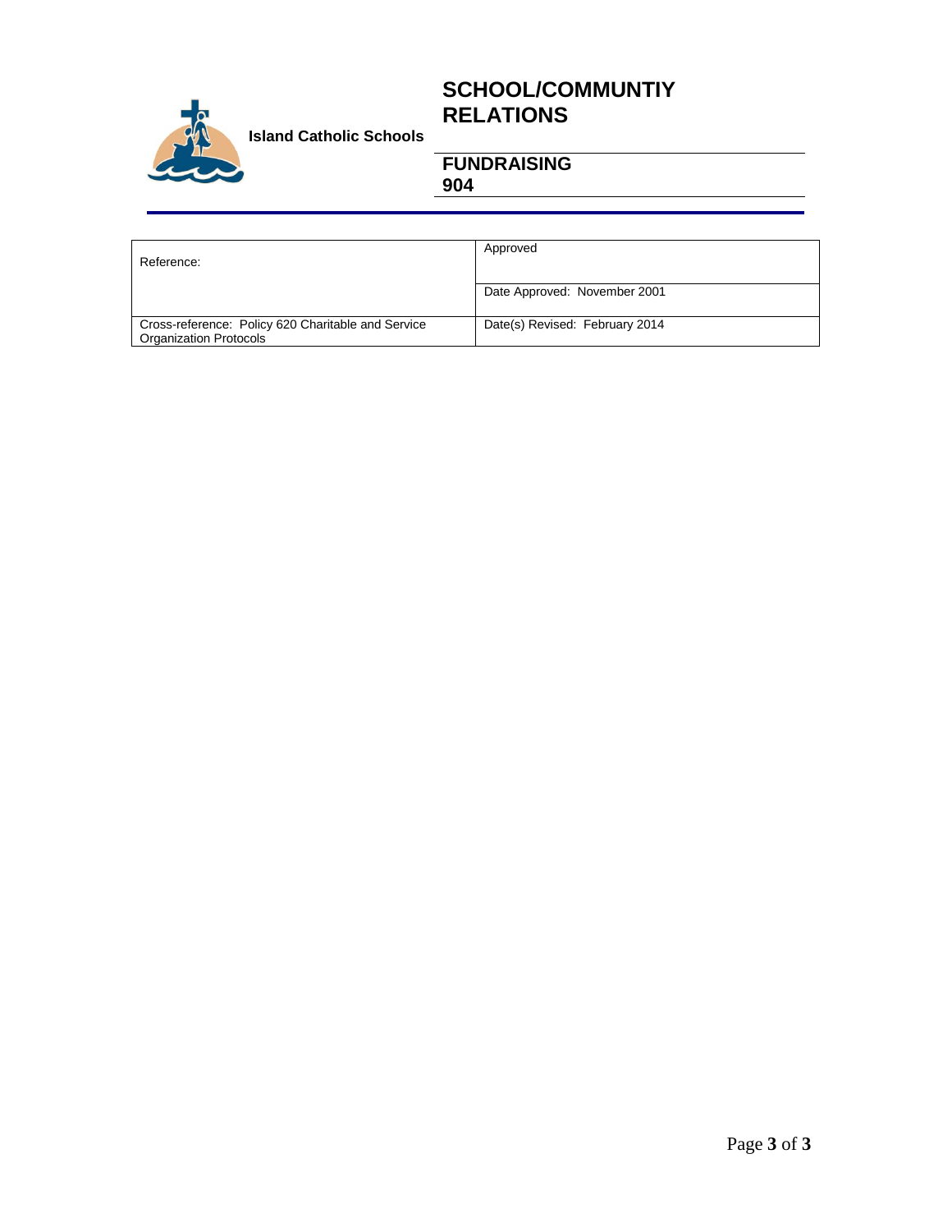Island Catholic Schools

# SCHOOL/COMMUNTIY RELATIONS

## FUNDRAISING
## 904

| | |
|---|---|
| Reference: | Approved |
| | Date Approved: November 2001 |
| Cross-reference: Policy 620 Charitable and Service Organization Protocols | Date(s) Revised: February 2014 |